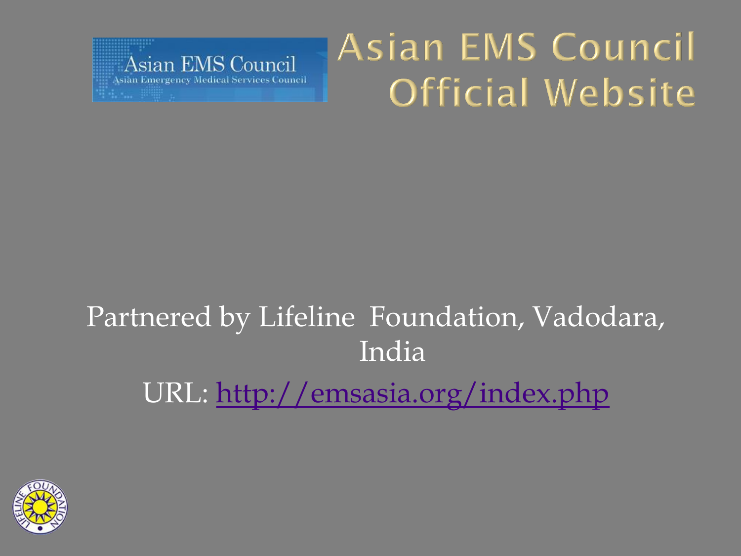# Asian EMS Council Official Website

Partnered by Lifeline Foundation, Vadodara, India

URL: http://emsasia.org/index.php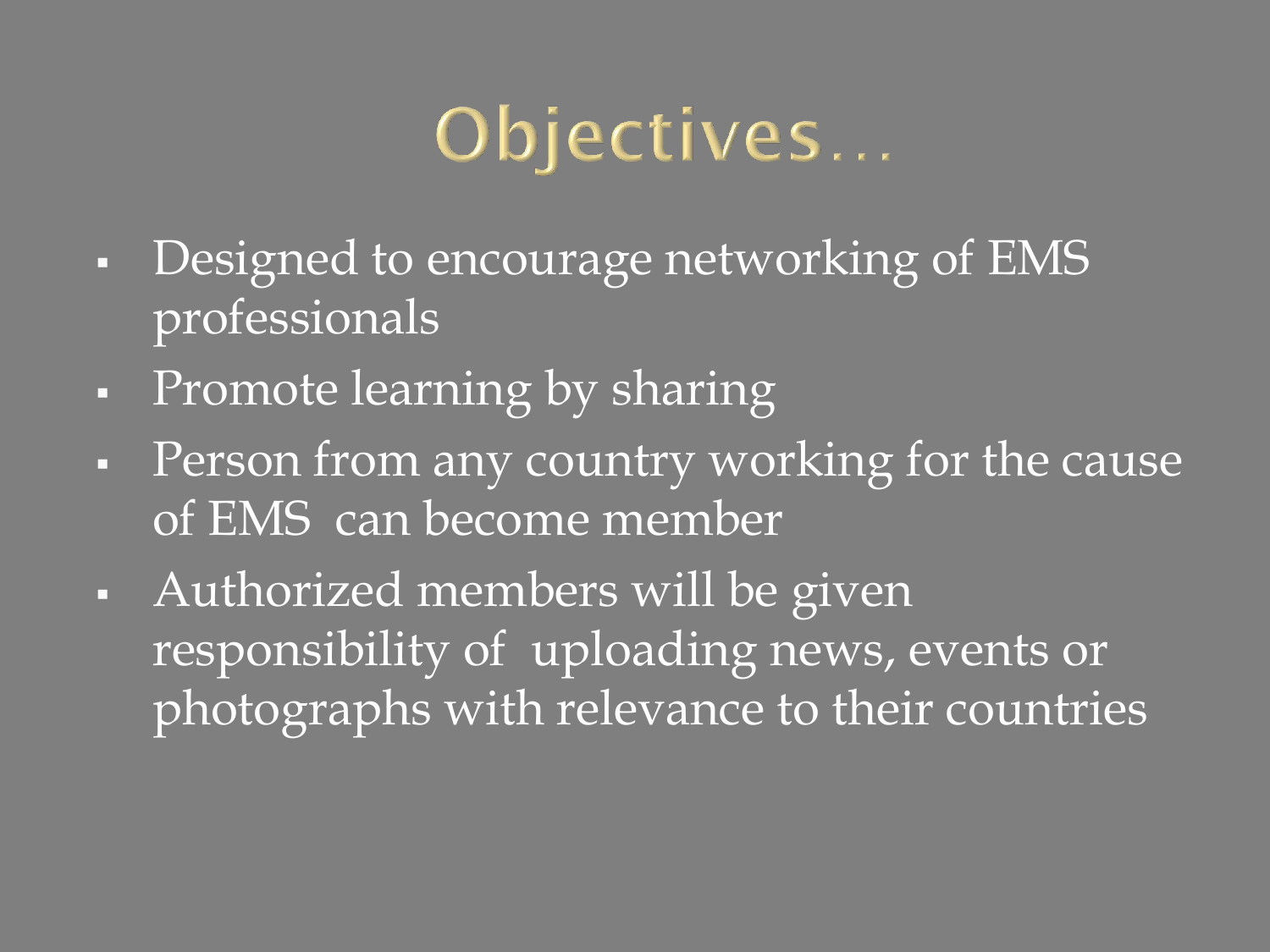# Objectives…

- Designed to encourage networking of EMS professionals
- Promote learning by sharing
- Person from any country working for the cause of EMS can become member
- Authorized members will be given responsibility of uploading news, events or photographs with relevance to their countries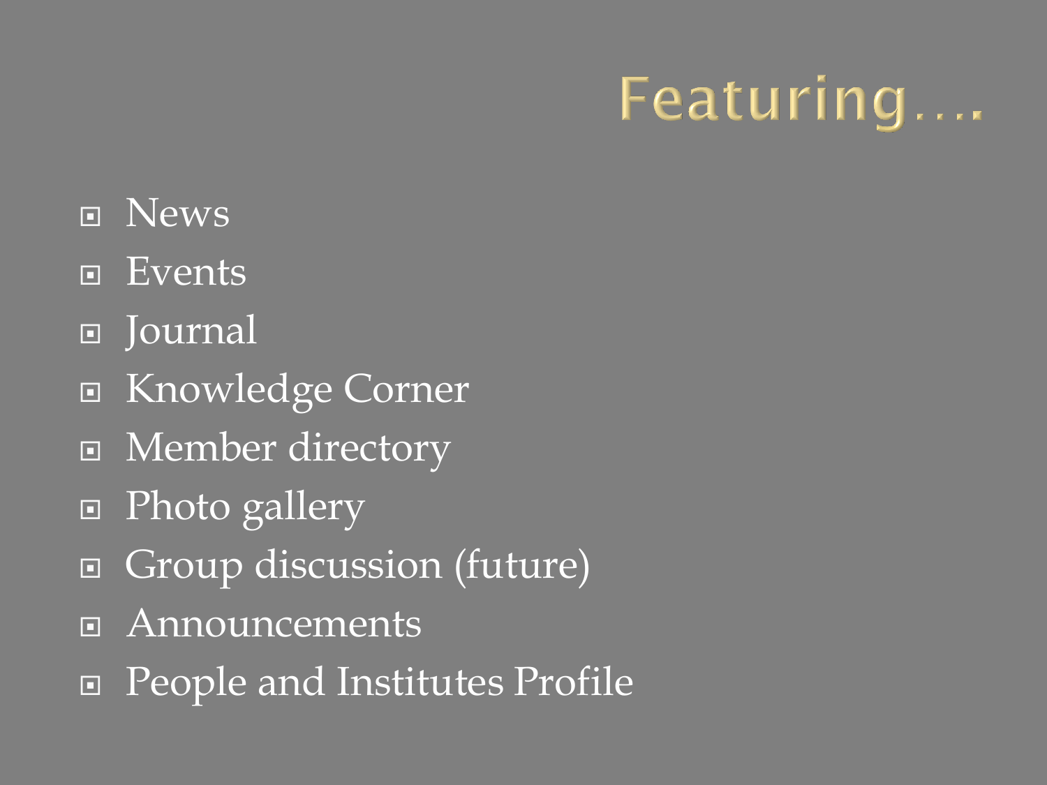# Featuring….

- News
- Events
- Journal
- Knowledge Corner
- Member directory
- Photo gallery
- Group discussion (future)
- Announcements
- People and Institutes Profile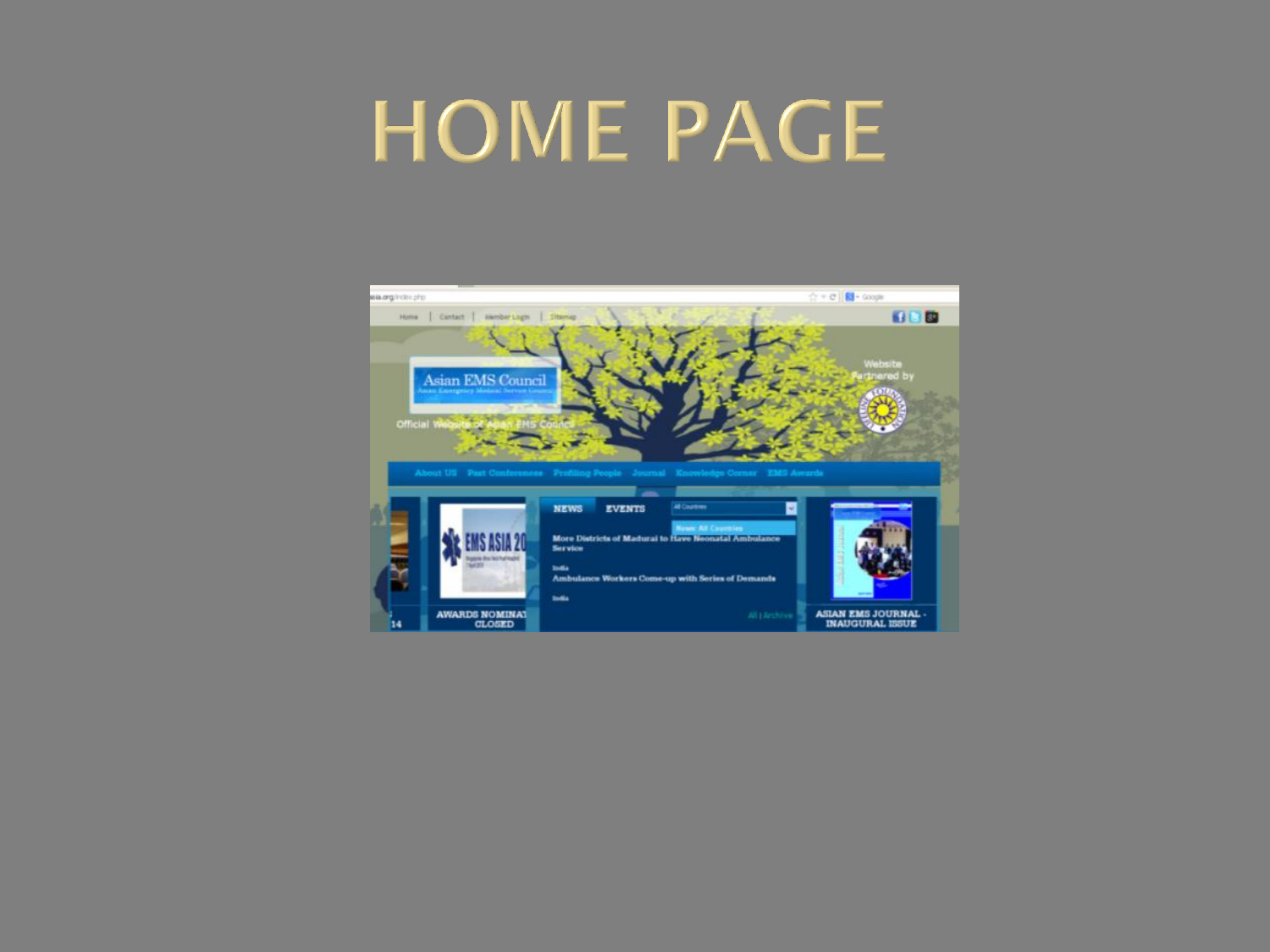# HOME PAGE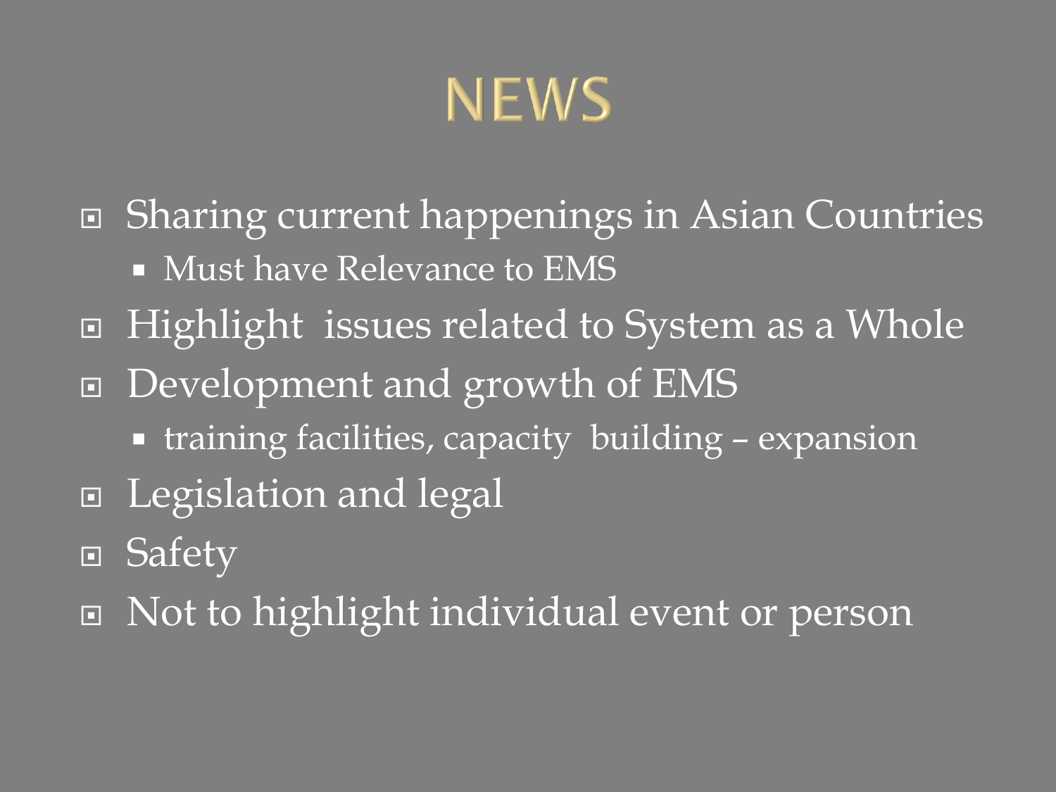# NEWS

- Sharing current happenings in Asian Countries
  - Must have Relevance to EMS
- Highlight issues related to System as a Whole
- Development and growth of EMS
  - training facilities, capacity building – expansion
- Legislation and legal
- Safety
- Not to highlight individual event or person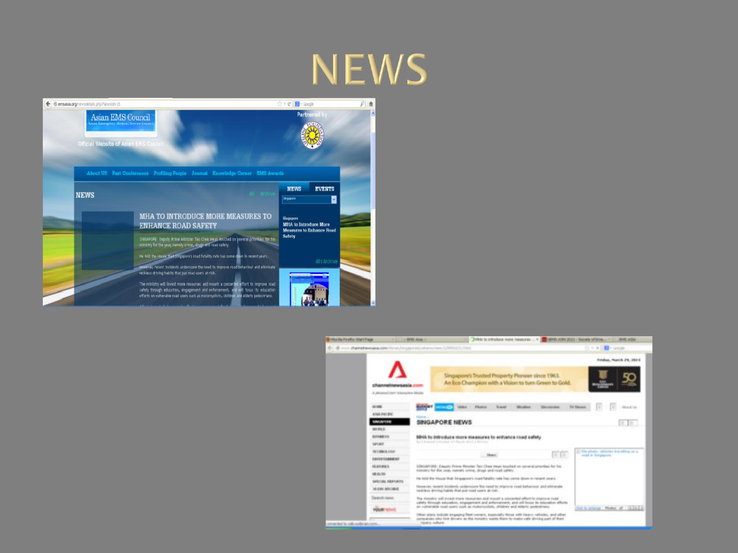# NEWS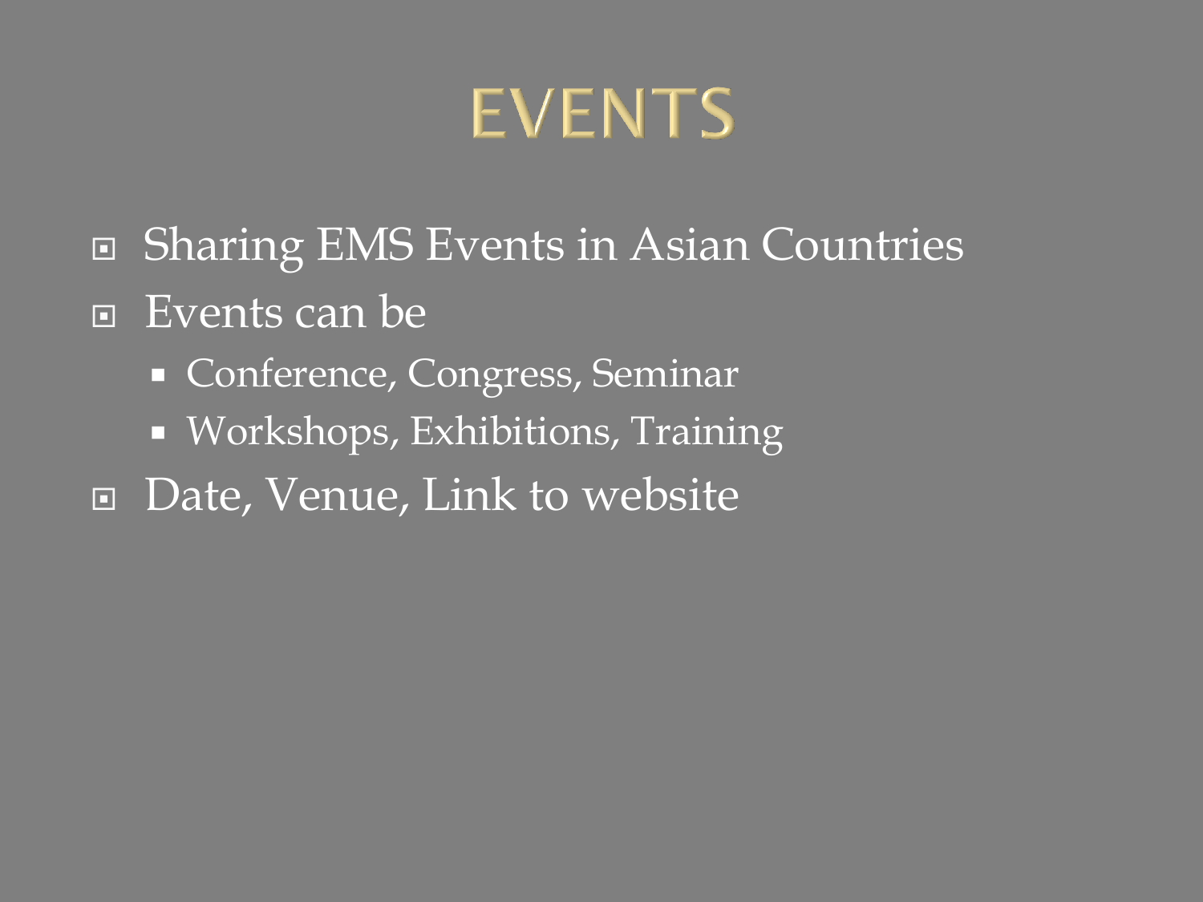# EVENTS

- Sharing EMS Events in Asian Countries
- Events can be
  - Conference, Congress, Seminar
  - Workshops, Exhibitions, Training
- Date, Venue, Link to website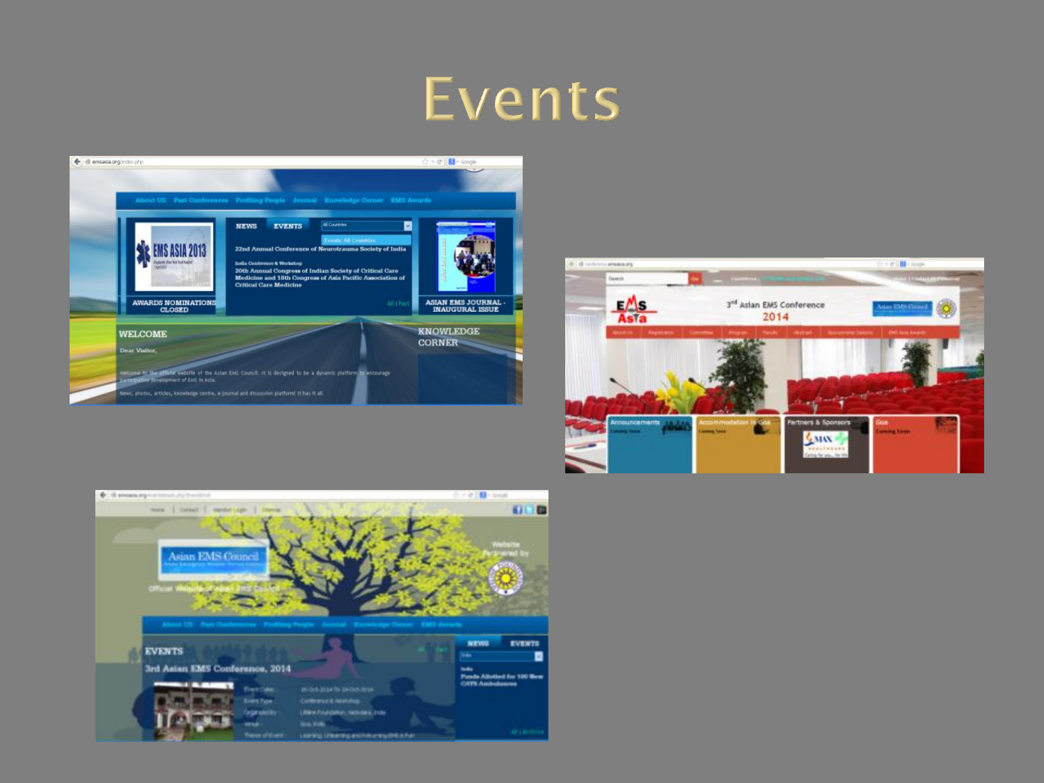# Events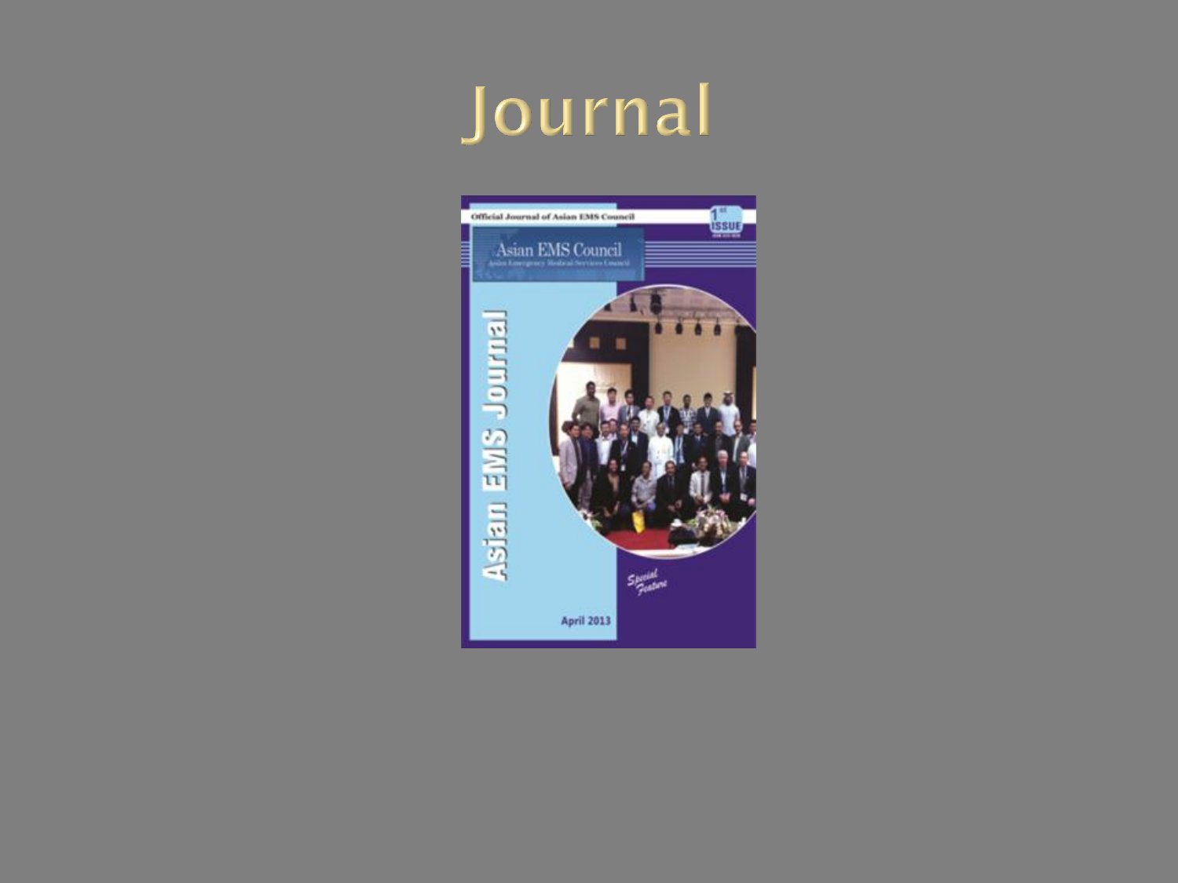# Journal

Official Journal of Asian EMS Council

1st ISSUE

Asian EMS Council

Asian Emergency Medical Services Council

Asian EMS Journal

Special Feature

April 2013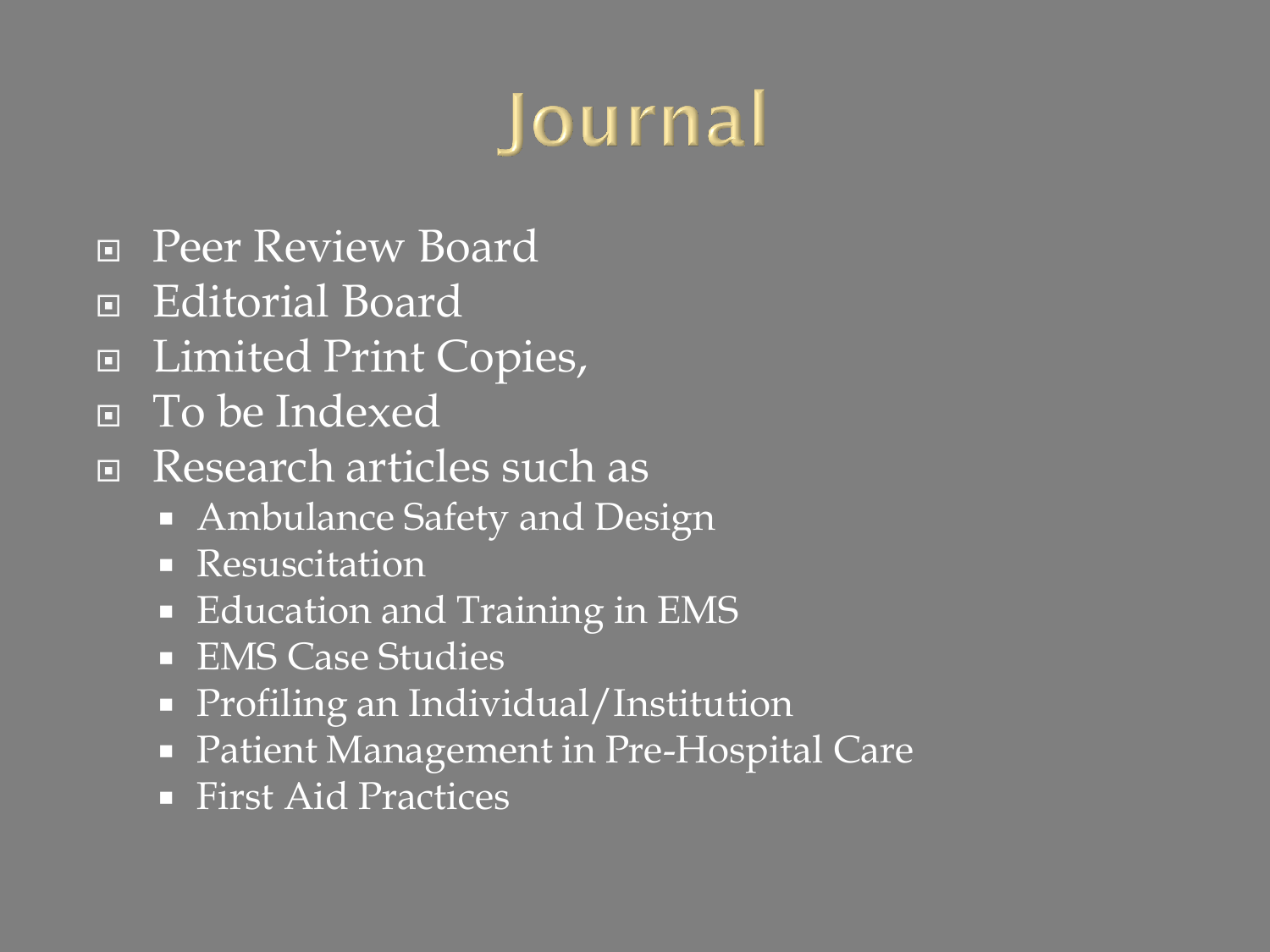# Journal

- Peer Review Board
- Editorial Board
- Limited Print Copies,
- To be Indexed
- Research articles such as
  - Ambulance Safety and Design
  - Resuscitation
  - Education and Training in EMS
  - EMS Case Studies
  - Profiling an Individual/Institution
  - Patient Management in Pre-Hospital Care
  - First Aid Practices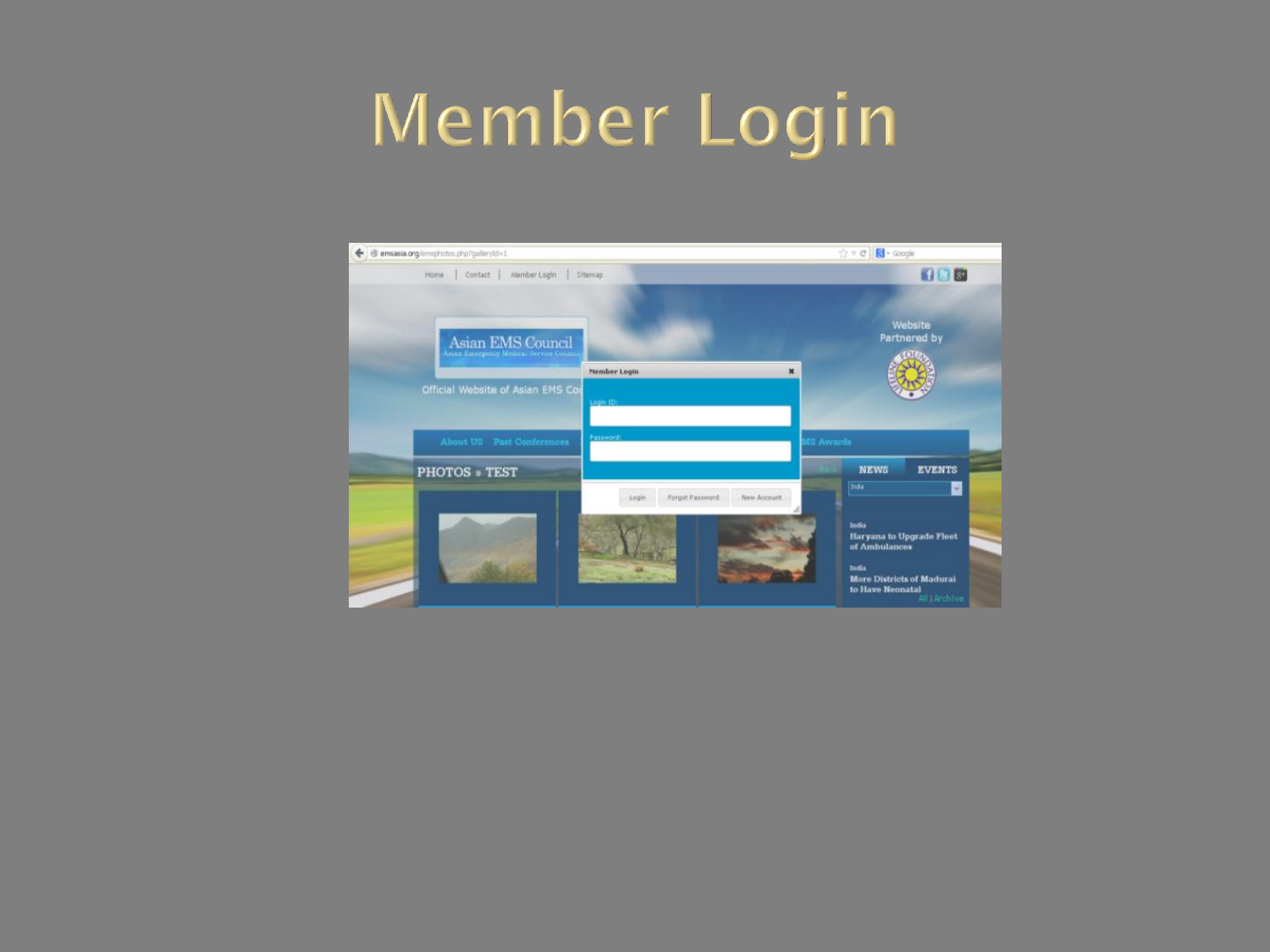# Member Login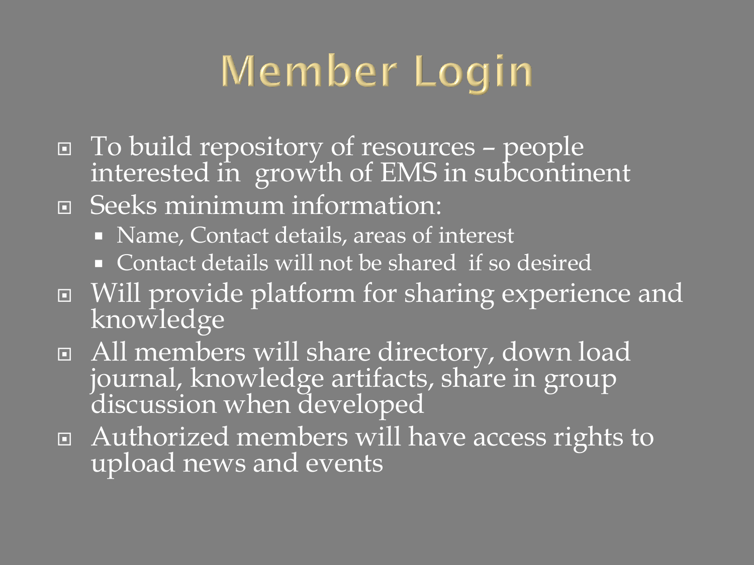# Member Login

- To build repository of resources – people interested in  growth of EMS in subcontinent
- Seeks minimum information:
  - Name, Contact details, areas of interest
  - Contact details will not be shared  if so desired
- Will provide platform for sharing experience and knowledge
- All members will share directory, down load journal, knowledge artifacts, share in group discussion when developed
- Authorized members will have access rights to upload news and events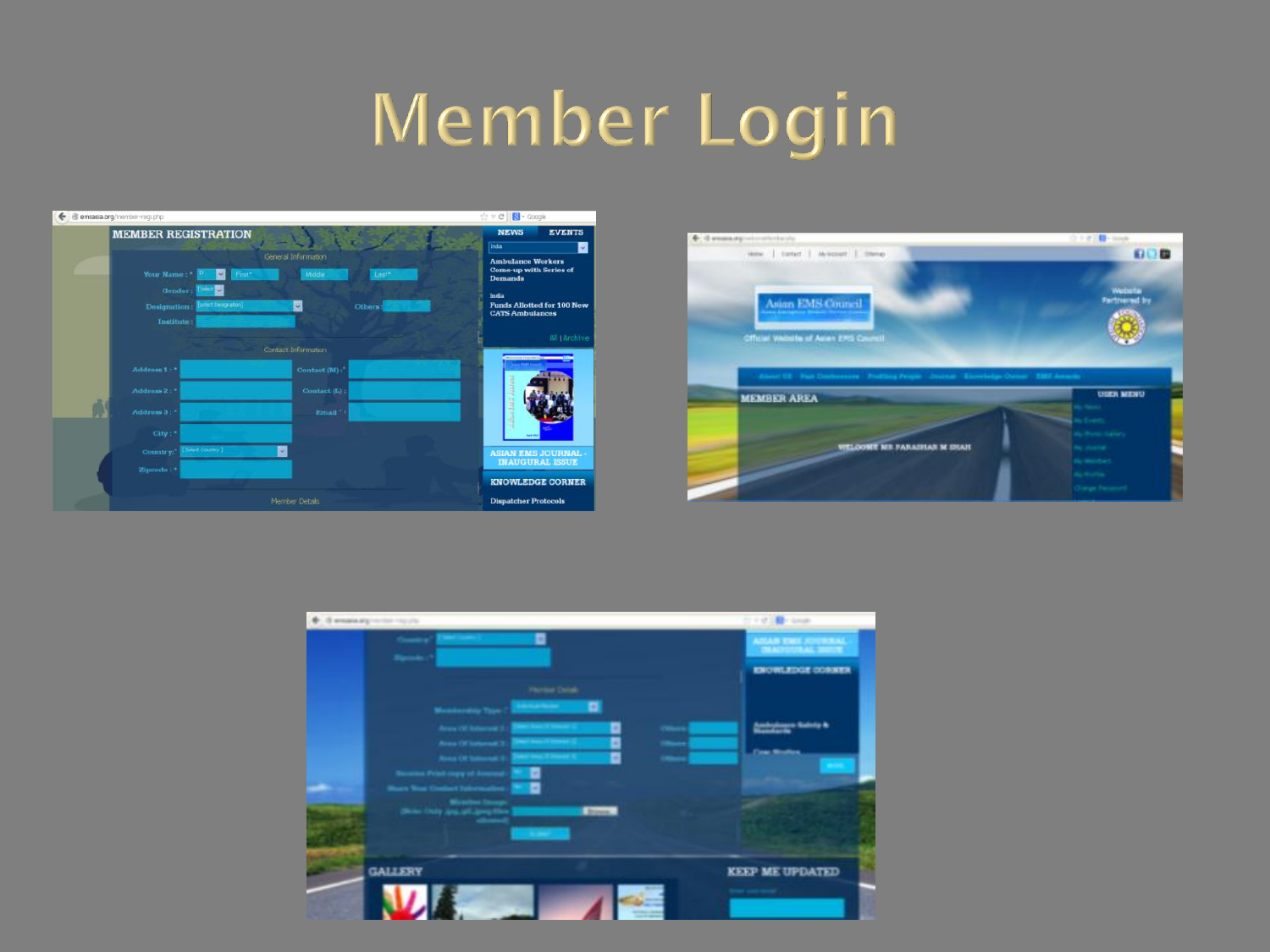# Member Login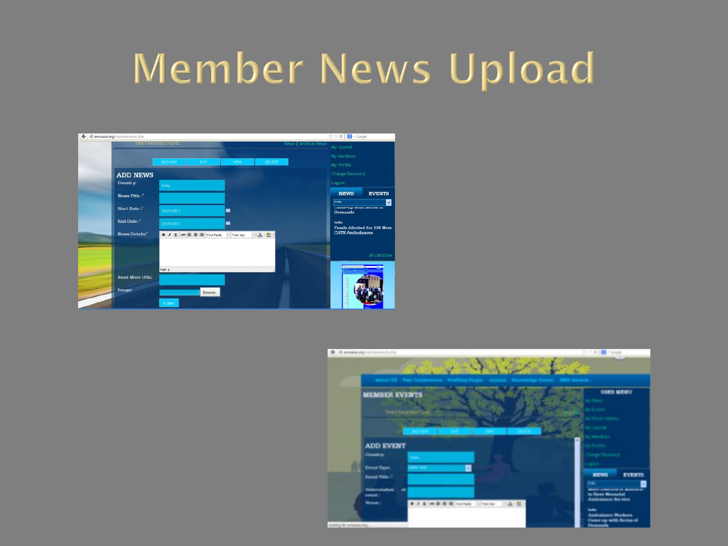# Member News Upload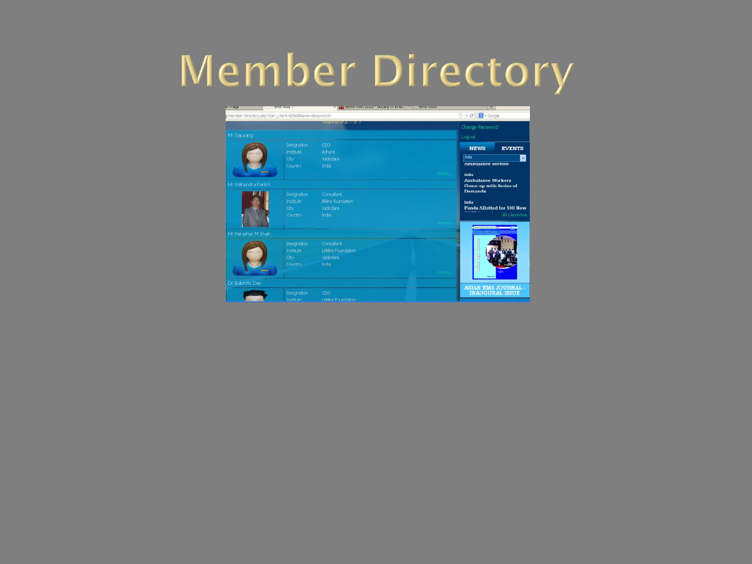# Member Directory

Total Records 7 of 7

Mr Gaurang

| | |
|---|---|
| Designation | CEO |
| Institute | Arihant |
| City | Vadodara |
| Country | India |

more...

Mr Mahendra Parikh

| | |
|---|---|
| Designation | Consultant |
| Institute | lifeline foundation |
| City | Vadodara |
| Country | India |

more...

Mr Parashar M Shah

| | |
|---|---|
| Designation | Consultant |
| Institute | Lifeline Foundation |
| City | Vadodara |
| Country | India |

more...

Dr Subroto Das

| | |
|---|---|
| Designation | CEO |
| Institute | Lifeline Foundation |

Change Password

Logout

NEWS EVENTS

India

Ambulance Service

India

Ambulance Workers Come-up with Series of Demands

India

Funds Allotted for 100 New

All | Archive

ASIAN EMS JOURNAL - INAUGURAL ISSUE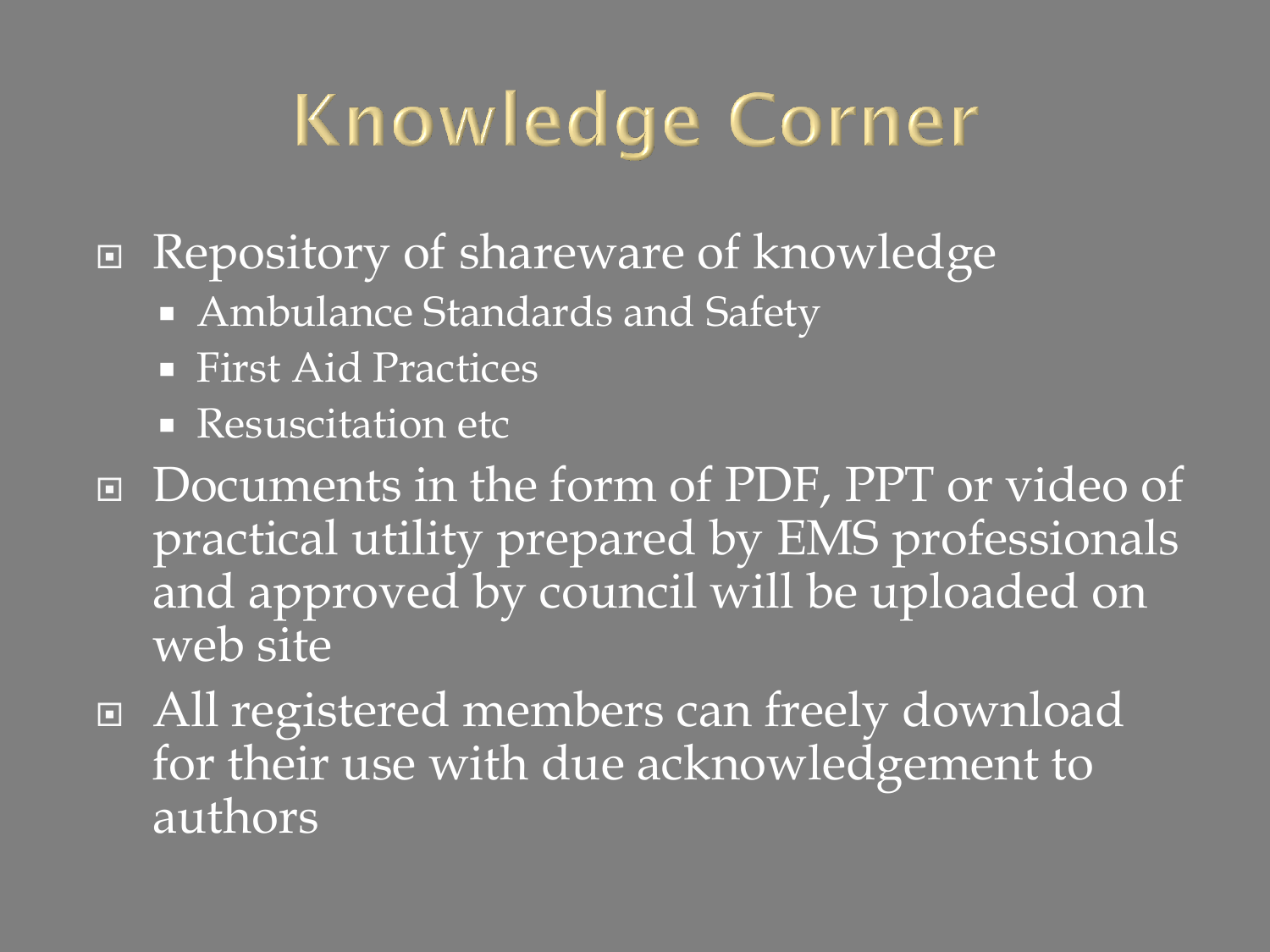# Knowledge Corner

- Repository of shareware of knowledge
  - Ambulance Standards and Safety
  - First Aid Practices
  - Resuscitation etc
- Documents in the form of PDF, PPT or video of practical utility prepared by EMS professionals and approved by council will be uploaded on web site
- All registered members can freely download for their use with due acknowledgement to authors